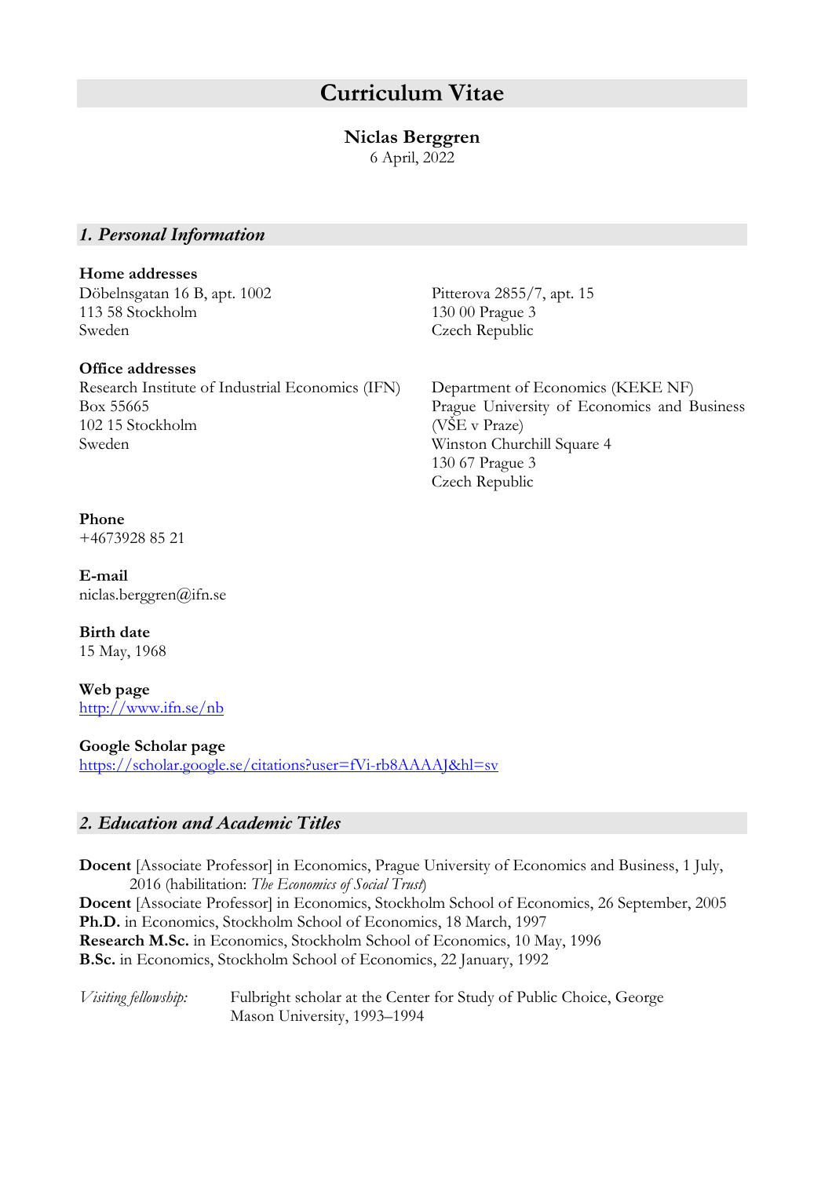# Curriculum Vitae

**Niclas Berggren**
6 April, 2022

## *1. Personal Information*

**Home addresses**

Döbelnsgatan 16 B, apt. 1002
113 58 Stockholm
Sweden

Pitterova 2855/7, apt. 15
130 00 Prague 3
Czech Republic

**Office addresses**

Research Institute of Industrial Economics (IFN)
Box 55665
102 15 Stockholm
Sweden

Department of Economics (KEKE NF)
Prague University of Economics and Business (VŠE v Praze)
Winston Churchill Square 4
130 67 Prague 3
Czech Republic

**Phone**
+4673928 85 21

**E-mail**
niclas.berggren@ifn.se

**Birth date**
15 May, 1968

**Web page**
[http://www.ifn.se/nb](http://www.ifn.se/nb)

**Google Scholar page**
[https://scholar.google.se/citations?user=fVi-rb8AAAAJ&hl=sv](https://scholar.google.se/citations?user=fVi-rb8AAAAJ&hl=sv)

## *2. Education and Academic Titles*

**Docent** [Associate Professor] in Economics, Prague University of Economics and Business, 1 July, 2016 (habilitation: *The Economics of Social Trust*)
**Docent** [Associate Professor] in Economics, Stockholm School of Economics, 26 September, 2005
**Ph.D.** in Economics, Stockholm School of Economics, 18 March, 1997
**Research M.Sc.** in Economics, Stockholm School of Economics, 10 May, 1996
**B.Sc.** in Economics, Stockholm School of Economics, 22 January, 1992

*Visiting fellowship:* Fulbright scholar at the Center for Study of Public Choice, George Mason University, 1993–1994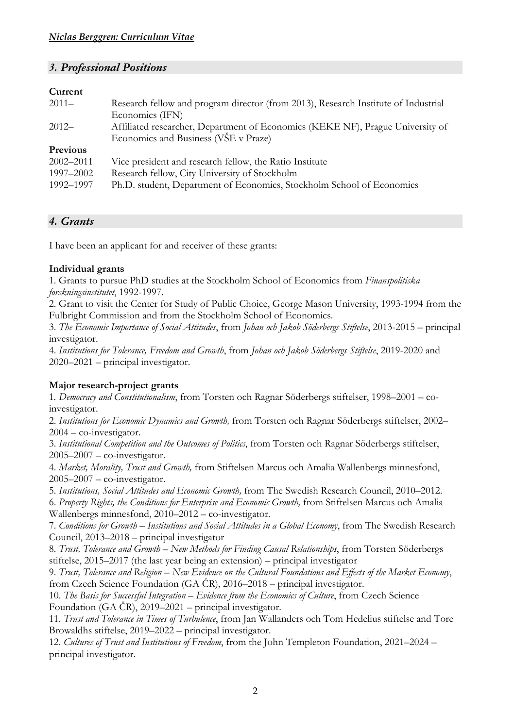## *3. Professional Positions*

**Current**

| | |
|---|---|
| 2011– | Research fellow and program director (from 2013), Research Institute of Industrial Economics (IFN) |
| 2012– | Affiliated researcher, Department of Economics (KEKE NF), Prague University of Economics and Business (VŠE v Praze) |

**Previous**

| | |
|---|---|
| 2002–2011 | Vice president and research fellow, the Ratio Institute |
| 1997–2002 | Research fellow, City University of Stockholm |
| 1992–1997 | Ph.D. student, Department of Economics, Stockholm School of Economics |

## *4. Grants*

I have been an applicant for and receiver of these grants:

**Individual grants**

1. Grants to pursue PhD studies at the Stockholm School of Economics from *Finanspolitiska forskningsinstitutet*, 1992-1997.
2. Grant to visit the Center for Study of Public Choice, George Mason University, 1993-1994 from the Fulbright Commission and from the Stockholm School of Economics.
3. *The Economic Importance of Social Attitudes*, from *Johan och Jakob Söderbergs Stiftelse*, 2013-2015 – principal investigator.
4. *Institutions for Tolerance, Freedom and Growth*, from *Johan och Jakob Söderbergs Stiftelse*, 2019-2020 and 2020–2021 – principal investigator.

**Major research-project grants**

1. *Democracy and Constitutionalism*, from Torsten och Ragnar Söderbergs stiftelser, 1998–2001 – co-investigator.
2. *Institutions for Economic Dynamics and Growth,* from Torsten och Ragnar Söderbergs stiftelser, 2002–2004 – co-investigator.
3. *Institutional Competition and the Outcomes of Politics*, from Torsten och Ragnar Söderbergs stiftelser, 2005–2007 – co-investigator.
4. *Market, Morality, Trust and Growth,* from Stiftelsen Marcus och Amalia Wallenbergs minnesfond, 2005–2007 – co-investigator.
5. *Institutions, Social Attitudes and Economic Growth,* from The Swedish Research Council, 2010–2012.
6. *Property Rights, the Conditions for Enterprise and Economic Growth,* from Stiftelsen Marcus och Amalia Wallenbergs minnesfond, 2010–2012 – co-investigator.
7. *Conditions for Growth – Institutions and Social Attitudes in a Global Economy*, from The Swedish Research Council, 2013–2018 – principal investigator
8. *Trust, Tolerance and Growth – New Methods for Finding Causal Relationships*, from Torsten Söderbergs stiftelse, 2015–2017 (the last year being an extension) – principal investigator
9. *Trust, Tolerance and Religion – New Evidence on the Cultural Foundations and Effects of the Market Economy*, from Czech Science Foundation (GA ČR), 2016–2018 – principal investigator.
10. *The Basis for Successful Integration – Evidence from the Economics of Culture*, from Czech Science Foundation (GA ČR), 2019–2021 – principal investigator.
11. *Trust and Tolerance in Times of Turbulence*, from Jan Wallanders och Tom Hedelius stiftelse and Tore Browaldhs stiftelse, 2019–2022 – principal investigator.
12. *Cultures of Trust and Institutions of Freedom*, from the John Templeton Foundation, 2021–2024 – principal investigator.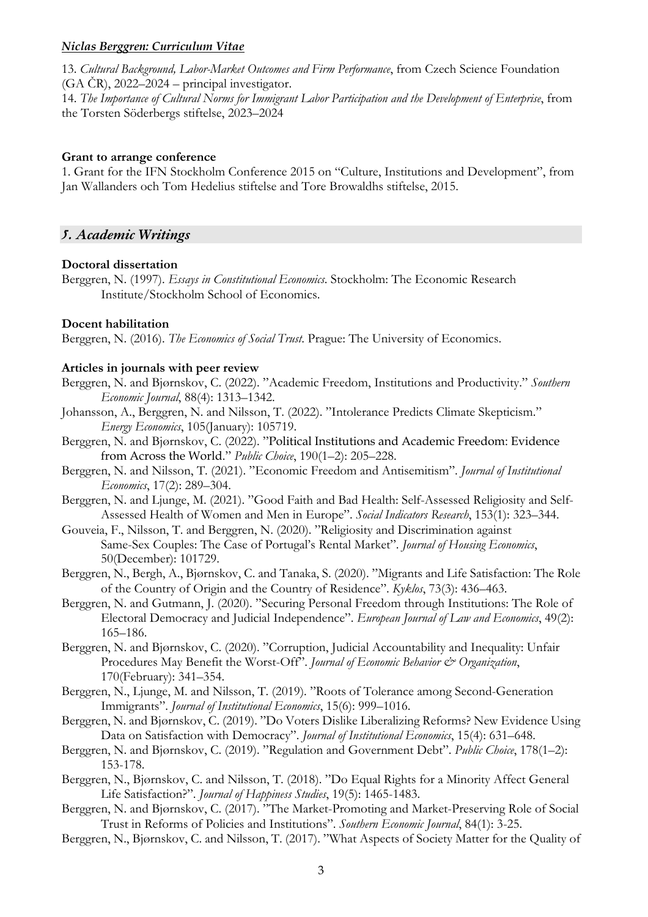13. *Cultural Background, Labor-Market Outcomes and Firm Performance*, from Czech Science Foundation (GA ČR), 2022–2024 – principal investigator.
14. *The Importance of Cultural Norms for Immigrant Labor Participation and the Development of Enterprise*, from the Torsten Söderbergs stiftelse, 2023–2024

**Grant to arrange conference**

1. Grant for the IFN Stockholm Conference 2015 on "Culture, Institutions and Development", from Jan Wallanders och Tom Hedelius stiftelse and Tore Browaldhs stiftelse, 2015.

## 5. Academic Writings

**Doctoral dissertation**

Berggren, N. (1997). *Essays in Constitutional Economics*. Stockholm: The Economic Research Institute/Stockholm School of Economics.

**Docent habilitation**

Berggren, N. (2016). *The Economics of Social Trust*. Prague: The University of Economics.

**Articles in journals with peer review**

Berggren, N. and Bjørnskov, C. (2022). "Academic Freedom, Institutions and Productivity." *Southern Economic Journal*, 88(4): 1313–1342.

Johansson, A., Berggren, N. and Nilsson, T. (2022). "Intolerance Predicts Climate Skepticism." *Energy Economics*, 105(January): 105719.

Berggren, N. and Bjørnskov, C. (2022). "Political Institutions and Academic Freedom: Evidence from Across the World." *Public Choice*, 190(1–2): 205–228.

Berggren, N. and Nilsson, T. (2021). "Economic Freedom and Antisemitism". *Journal of Institutional Economics*, 17(2): 289–304.

Berggren, N. and Ljunge, M. (2021). "Good Faith and Bad Health: Self-Assessed Religiosity and Self-Assessed Health of Women and Men in Europe". *Social Indicators Research*, 153(1): 323–344.

Gouveia, F., Nilsson, T. and Berggren, N. (2020). "Religiosity and Discrimination against Same-Sex Couples: The Case of Portugal's Rental Market". *Journal of Housing Economics*, 50(December): 101729.

Berggren, N., Bergh, A., Bjørnskov, C. and Tanaka, S. (2020). "Migrants and Life Satisfaction: The Role of the Country of Origin and the Country of Residence". *Kyklos*, 73(3): 436–463.

Berggren, N. and Gutmann, J. (2020). "Securing Personal Freedom through Institutions: The Role of Electoral Democracy and Judicial Independence". *European Journal of Law and Economics*, 49(2): 165–186.

Berggren, N. and Bjørnskov, C. (2020). "Corruption, Judicial Accountability and Inequality: Unfair Procedures May Benefit the Worst-Off". *Journal of Economic Behavior & Organization*, 170(February): 341–354.

Berggren, N., Ljunge, M. and Nilsson, T. (2019). "Roots of Tolerance among Second-Generation Immigrants". *Journal of Institutional Economics*, 15(6): 999–1016.

Berggren, N. and Bjørnskov, C. (2019). "Do Voters Dislike Liberalizing Reforms? New Evidence Using Data on Satisfaction with Democracy". *Journal of Institutional Economics*, 15(4): 631–648.

Berggren, N. and Bjørnskov, C. (2019). "Regulation and Government Debt". *Public Choice*, 178(1–2): 153-178.

Berggren, N., Bjørnskov, C. and Nilsson, T. (2018). "Do Equal Rights for a Minority Affect General Life Satisfaction?". *Journal of Happiness Studies*, 19(5): 1465-1483.

Berggren, N. and Bjørnskov, C. (2017). "The Market-Promoting and Market-Preserving Role of Social Trust in Reforms of Policies and Institutions". *Southern Economic Journal*, 84(1): 3-25.

Berggren, N., Bjørnskov, C. and Nilsson, T. (2017). "What Aspects of Society Matter for the Quality of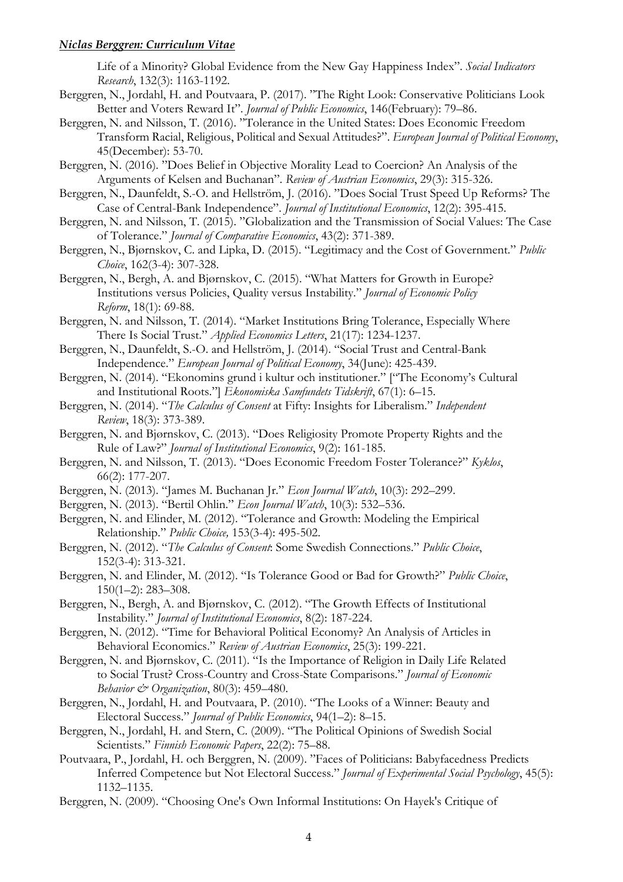Life of a Minority? Global Evidence from the New Gay Happiness Index". *Social Indicators Research*, 132(3): 1163-1192.

Berggren, N., Jordahl, H. and Poutvaara, P. (2017). "The Right Look: Conservative Politicians Look Better and Voters Reward It". *Journal of Public Economics*, 146(February): 79–86.

Berggren, N. and Nilsson, T. (2016). "Tolerance in the United States: Does Economic Freedom Transform Racial, Religious, Political and Sexual Attitudes?". *European Journal of Political Economy*, 45(December): 53-70.

Berggren, N. (2016). "Does Belief in Objective Morality Lead to Coercion? An Analysis of the Arguments of Kelsen and Buchanan". *Review of Austrian Economics*, 29(3): 315-326.

Berggren, N., Daunfeldt, S.-O. and Hellström, J. (2016). "Does Social Trust Speed Up Reforms? The Case of Central-Bank Independence". *Journal of Institutional Economics*, 12(2): 395-415.

Berggren, N. and Nilsson, T. (2015). "Globalization and the Transmission of Social Values: The Case of Tolerance." *Journal of Comparative Economics*, 43(2): 371-389.

Berggren, N., Bjørnskov, C. and Lipka, D. (2015). "Legitimacy and the Cost of Government." *Public Choice*, 162(3-4): 307-328.

Berggren, N., Bergh, A. and Bjørnskov, C. (2015). "What Matters for Growth in Europe? Institutions versus Policies, Quality versus Instability." *Journal of Economic Policy Reform*, 18(1): 69-88.

Berggren, N. and Nilsson, T. (2014). "Market Institutions Bring Tolerance, Especially Where There Is Social Trust." *Applied Economics Letters*, 21(17): 1234-1237.

Berggren, N., Daunfeldt, S.-O. and Hellström, J. (2014). "Social Trust and Central-Bank Independence." *European Journal of Political Economy*, 34(June): 425-439.

Berggren, N. (2014). "Ekonomins grund i kultur och institutioner." ["The Economy's Cultural and Institutional Roots."] *Ekonomiska Samfundets Tidskrift*, 67(1): 6–15.

Berggren, N. (2014). "*The Calculus of Consent* at Fifty: Insights for Liberalism." *Independent Review*, 18(3): 373-389.

Berggren, N. and Bjørnskov, C. (2013). "Does Religiosity Promote Property Rights and the Rule of Law?" *Journal of Institutional Economics*, 9(2): 161-185.

Berggren, N. and Nilsson, T. (2013). "Does Economic Freedom Foster Tolerance?" *Kyklos*, 66(2): 177-207.

Berggren, N. (2013). "James M. Buchanan Jr." *Econ Journal Watch*, 10(3): 292–299.

Berggren, N. (2013). "Bertil Ohlin." *Econ Journal Watch*, 10(3): 532–536.

Berggren, N. and Elinder, M. (2012). "Tolerance and Growth: Modeling the Empirical Relationship." *Public Choice,* 153(3-4): 495-502.

Berggren, N. (2012). "*The Calculus of Consent*: Some Swedish Connections." *Public Choice*, 152(3-4): 313-321.

Berggren, N. and Elinder, M. (2012). "Is Tolerance Good or Bad for Growth?" *Public Choice*, 150(1–2): 283–308.

Berggren, N., Bergh, A. and Bjørnskov, C. (2012). "The Growth Effects of Institutional Instability." *Journal of Institutional Economics*, 8(2): 187-224.

Berggren, N. (2012). "Time for Behavioral Political Economy? An Analysis of Articles in Behavioral Economics." *Review of Austrian Economics*, 25(3): 199-221.

Berggren, N. and Bjørnskov, C. (2011). "Is the Importance of Religion in Daily Life Related to Social Trust? Cross-Country and Cross-State Comparisons." *Journal of Economic Behavior & Organization*, 80(3): 459–480.

Berggren, N., Jordahl, H. and Poutvaara, P. (2010). "The Looks of a Winner: Beauty and Electoral Success." *Journal of Public Economics*, 94(1–2): 8–15.

Berggren, N., Jordahl, H. and Stern, C. (2009). "The Political Opinions of Swedish Social Scientists." *Finnish Economic Papers*, 22(2): 75–88.

Poutvaara, P., Jordahl, H. och Berggren, N. (2009). "Faces of Politicians: Babyfacedness Predicts Inferred Competence but Not Electoral Success." *Journal of Experimental Social Psychology*, 45(5): 1132–1135.

Berggren, N. (2009). "Choosing One's Own Informal Institutions: On Hayek's Critique of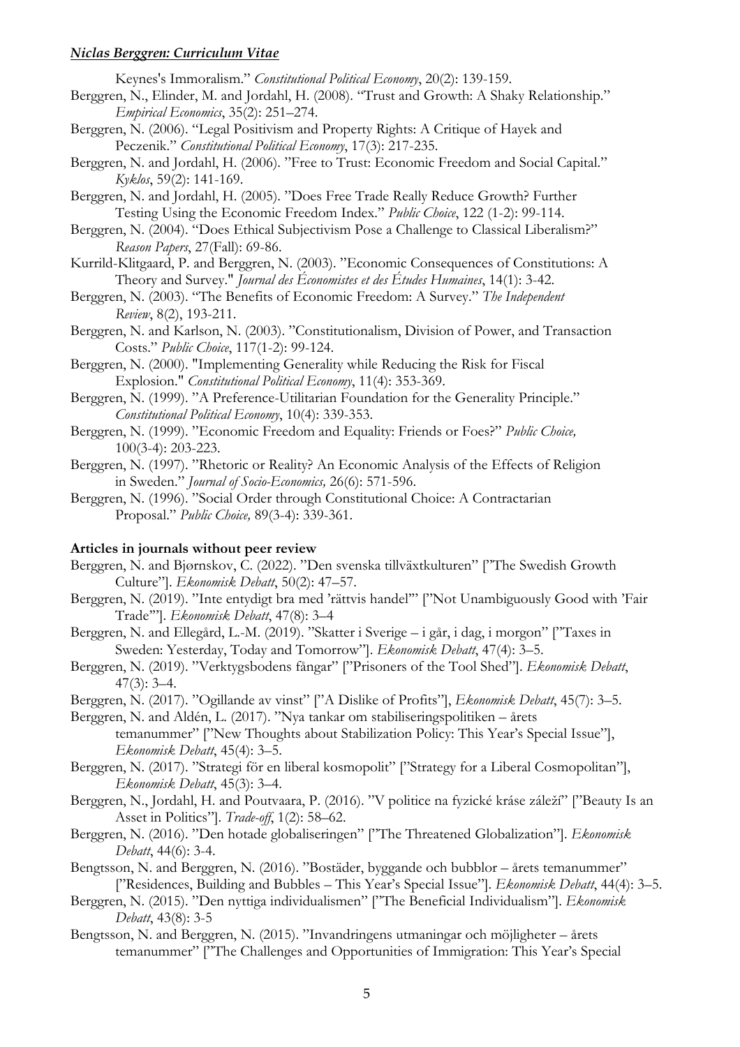Keynes's Immoralism." *Constitutional Political Economy*, 20(2): 139-159.

Berggren, N., Elinder, M. and Jordahl, H. (2008). "Trust and Growth: A Shaky Relationship." *Empirical Economics*, 35(2): 251–274.

Berggren, N. (2006). "Legal Positivism and Property Rights: A Critique of Hayek and Peczenik." *Constitutional Political Economy*, 17(3): 217-235.

Berggren, N. and Jordahl, H. (2006). "Free to Trust: Economic Freedom and Social Capital." *Kyklos*, 59(2): 141-169.

Berggren, N. and Jordahl, H. (2005). "Does Free Trade Really Reduce Growth? Further Testing Using the Economic Freedom Index." *Public Choice*, 122 (1-2): 99-114.

Berggren, N. (2004). "Does Ethical Subjectivism Pose a Challenge to Classical Liberalism?" *Reason Papers*, 27(Fall): 69-86.

Kurrild-Klitgaard, P. and Berggren, N. (2003). "Economic Consequences of Constitutions: A Theory and Survey." *Journal des Économistes et des Études Humaines*, 14(1): 3-42.

Berggren, N. (2003). "The Benefits of Economic Freedom: A Survey." *The Independent Review*, 8(2), 193-211.

Berggren, N. and Karlson, N. (2003). "Constitutionalism, Division of Power, and Transaction Costs." *Public Choice*, 117(1-2): 99-124.

Berggren, N. (2000). "Implementing Generality while Reducing the Risk for Fiscal Explosion." *Constitutional Political Economy*, 11(4): 353-369.

Berggren, N. (1999). "A Preference-Utilitarian Foundation for the Generality Principle." *Constitutional Political Economy*, 10(4): 339-353.

Berggren, N. (1999). "Economic Freedom and Equality: Friends or Foes?" *Public Choice,* 100(3-4): 203-223.

Berggren, N. (1997). "Rhetoric or Reality? An Economic Analysis of the Effects of Religion in Sweden." *Journal of Socio-Economics,* 26(6): 571-596.

Berggren, N. (1996). "Social Order through Constitutional Choice: A Contractarian Proposal." *Public Choice,* 89(3-4): 339-361.

**Articles in journals without peer review**

Berggren, N. and Bjørnskov, C. (2022). "Den svenska tillväxtkulturen" ["The Swedish Growth Culture"]. *Ekonomisk Debatt*, 50(2): 47–57.

Berggren, N. (2019). "Inte entydigt bra med 'rättvis handel'" ["Not Unambiguously Good with 'Fair Trade'"]. *Ekonomisk Debatt*, 47(8): 3–4

Berggren, N. and Ellegård, L.-M. (2019). "Skatter i Sverige – i går, i dag, i morgon" ["Taxes in Sweden: Yesterday, Today and Tomorrow"]. *Ekonomisk Debatt*, 47(4): 3–5.

Berggren, N. (2019). "Verktygsbodens fångar" ["Prisoners of the Tool Shed"]. *Ekonomisk Debatt*, 47(3): 3–4.

Berggren, N. (2017). "Ogillande av vinst" ["A Dislike of Profits"], *Ekonomisk Debatt*, 45(7): 3–5.

Berggren, N. and Aldén, L. (2017). "Nya tankar om stabiliseringspolitiken – årets temanummer" ["New Thoughts about Stabilization Policy: This Year's Special Issue"], *Ekonomisk Debatt*, 45(4): 3–5.

Berggren, N. (2017). "Strategi för en liberal kosmopolit" ["Strategy for a Liberal Cosmopolitan"], *Ekonomisk Debatt*, 45(3): 3–4.

Berggren, N., Jordahl, H. and Poutvaara, P. (2016). "V politice na fyzické kráse záleží" ["Beauty Is an Asset in Politics"]. *Trade-off*, 1(2): 58–62.

Berggren, N. (2016). "Den hotade globaliseringen" ["The Threatened Globalization"]. *Ekonomisk Debatt*, 44(6): 3-4.

Bengtsson, N. and Berggren, N. (2016). "Bostäder, byggande och bubblor – årets temanummer" ["Residences, Building and Bubbles – This Year's Special Issue"]. *Ekonomisk Debatt*, 44(4): 3–5.

Berggren, N. (2015). "Den nyttiga individualismen" ["The Beneficial Individualism"]. *Ekonomisk Debatt*, 43(8): 3-5

Bengtsson, N. and Berggren, N. (2015). "Invandringens utmaningar och möjligheter – årets temanummer" ["The Challenges and Opportunities of Immigration: This Year's Special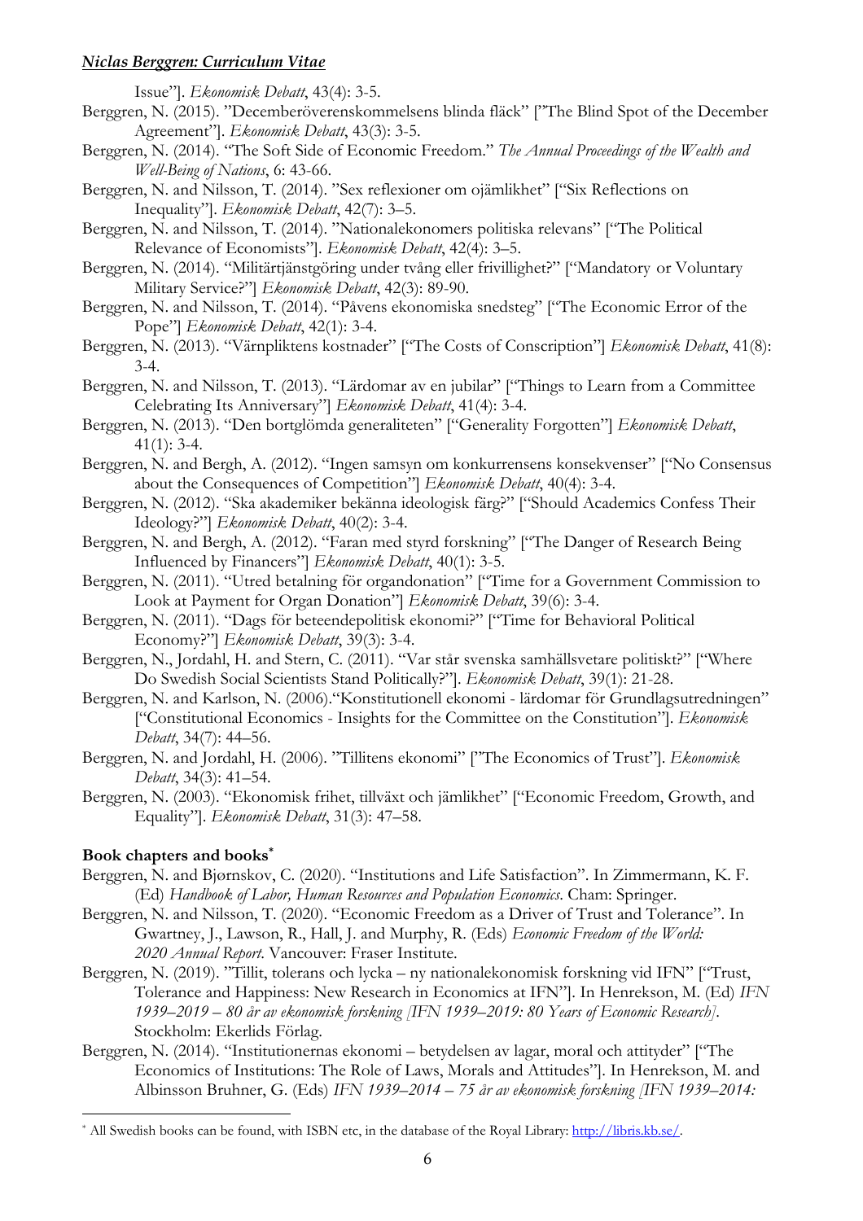Issue"]. *Ekonomisk Debatt*, 43(4): 3-5.

Berggren, N. (2015). "Decemberöverenskommelsens blinda fläck" ["The Blind Spot of the December Agreement"]. *Ekonomisk Debatt*, 43(3): 3-5.

Berggren, N. (2014). "The Soft Side of Economic Freedom." *The Annual Proceedings of the Wealth and Well-Being of Nations*, 6: 43-66.

Berggren, N. and Nilsson, T. (2014). "Sex reflexioner om ojämlikhet" ["Six Reflections on Inequality"]. *Ekonomisk Debatt*, 42(7): 3–5.

Berggren, N. and Nilsson, T. (2014). "Nationalekonomers politiska relevans" ["The Political Relevance of Economists"]. *Ekonomisk Debatt*, 42(4): 3–5.

Berggren, N. (2014). "Militärtjänstgöring under tvång eller frivillighet?" ["Mandatory or Voluntary Military Service?"] *Ekonomisk Debatt*, 42(3): 89-90.

Berggren, N. and Nilsson, T. (2014). "Påvens ekonomiska snedsteg" ["The Economic Error of the Pope"] *Ekonomisk Debatt*, 42(1): 3-4.

Berggren, N. (2013). "Värnpliktens kostnader" ["The Costs of Conscription"] *Ekonomisk Debatt*, 41(8): 3-4.

Berggren, N. and Nilsson, T. (2013). "Lärdomar av en jubilar" ["Things to Learn from a Committee Celebrating Its Anniversary"] *Ekonomisk Debatt*, 41(4): 3-4.

Berggren, N. (2013). "Den bortglömda generaliteten" ["Generality Forgotten"] *Ekonomisk Debatt*, 41(1): 3-4.

Berggren, N. and Bergh, A. (2012). "Ingen samsyn om konkurrensens konsekvenser" ["No Consensus about the Consequences of Competition"] *Ekonomisk Debatt*, 40(4): 3-4.

Berggren, N. (2012). "Ska akademiker bekänna ideologisk färg?" ["Should Academics Confess Their Ideology?"] *Ekonomisk Debatt*, 40(2): 3-4.

Berggren, N. and Bergh, A. (2012). "Faran med styrd forskning" ["The Danger of Research Being Influenced by Financers"] *Ekonomisk Debatt*, 40(1): 3-5.

Berggren, N. (2011). "Utred betalning för organdonation" ["Time for a Government Commission to Look at Payment for Organ Donation"] *Ekonomisk Debatt*, 39(6): 3-4.

Berggren, N. (2011). "Dags för beteendepolitisk ekonomi?" ["Time for Behavioral Political Economy?"] *Ekonomisk Debatt*, 39(3): 3-4.

Berggren, N., Jordahl, H. and Stern, C. (2011). "Var står svenska samhällsvetare politiskt?" ["Where Do Swedish Social Scientists Stand Politically?"]. *Ekonomisk Debatt*, 39(1): 21-28.

Berggren, N. and Karlson, N. (2006)."Konstitutionell ekonomi - lärdomar för Grundlagsutredningen" ["Constitutional Economics - Insights for the Committee on the Constitution"]. *Ekonomisk Debatt*, 34(7): 44–56.

Berggren, N. and Jordahl, H. (2006). "Tillitens ekonomi" ["The Economics of Trust"]. *Ekonomisk Debatt*, 34(3): 41–54.

Berggren, N. (2003). "Ekonomisk frihet, tillväxt och jämlikhet" ["Economic Freedom, Growth, and Equality"]. *Ekonomisk Debatt*, 31(3): 47–58.

**Book chapters and books***

Berggren, N. and Bjørnskov, C. (2020). "Institutions and Life Satisfaction". In Zimmermann, K. F. (Ed) *Handbook of Labor, Human Resources and Population Economics*. Cham: Springer.

Berggren, N. and Nilsson, T. (2020). "Economic Freedom as a Driver of Trust and Tolerance". In Gwartney, J., Lawson, R., Hall, J. and Murphy, R. (Eds) *Economic Freedom of the World: 2020 Annual Report*. Vancouver: Fraser Institute.

Berggren, N. (2019). "Tillit, tolerans och lycka – ny nationalekonomisk forskning vid IFN" ["Trust, Tolerance and Happiness: New Research in Economics at IFN"]. In Henrekson, M. (Ed) *IFN 1939–2019 – 80 år av ekonomisk forskning [IFN 1939–2019: 80 Years of Economic Research]*. Stockholm: Ekerlids Förlag.

Berggren, N. (2014). "Institutionernas ekonomi – betydelsen av lagar, moral och attityder" ["The Economics of Institutions: The Role of Laws, Morals and Attitudes"]. In Henrekson, M. and Albinsson Bruhner, G. (Eds) *IFN 1939–2014 – 75 år av ekonomisk forskning [IFN 1939–2014:*

---

* All Swedish books can be found, with ISBN etc, in the database of the Royal Library: http://libris.kb.se/.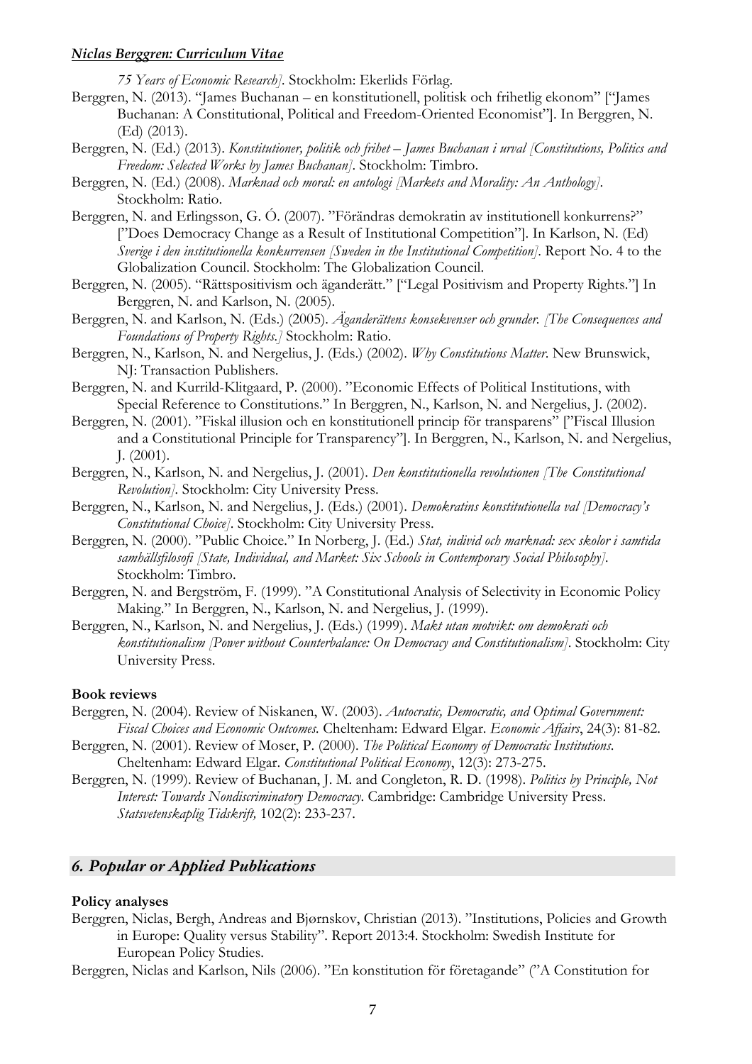*75 Years of Economic Research]*. Stockholm: Ekerlids Förlag.

Berggren, N. (2013). "James Buchanan – en konstitutionell, politisk och frihetlig ekonom" ["James Buchanan: A Constitutional, Political and Freedom-Oriented Economist"]. In Berggren, N. (Ed) (2013).

Berggren, N. (Ed.) (2013). *Konstitutioner, politik och frihet – James Buchanan i urval [Constitutions, Politics and Freedom: Selected Works by James Buchanan]*. Stockholm: Timbro.

Berggren, N. (Ed.) (2008). *Marknad och moral: en antologi [Markets and Morality: An Anthology]*. Stockholm: Ratio.

Berggren, N. and Erlingsson, G. Ó. (2007). "Förändras demokratin av institutionell konkurrens?" ["Does Democracy Change as a Result of Institutional Competition"]. In Karlson, N. (Ed) *Sverige i den institutionella konkurrensen [Sweden in the Institutional Competition]*. Report No. 4 to the Globalization Council. Stockholm: The Globalization Council.

Berggren, N. (2005). "Rättspositivism och äganderätt." ["Legal Positivism and Property Rights."] In Berggren, N. and Karlson, N. (2005).

Berggren, N. and Karlson, N. (Eds.) (2005). *Äganderättens konsekvenser och grunder. [The Consequences and Foundations of Property Rights.]* Stockholm: Ratio.

Berggren, N., Karlson, N. and Nergelius, J. (Eds.) (2002). *Why Constitutions Matter*. New Brunswick, NJ: Transaction Publishers.

Berggren, N. and Kurrild-Klitgaard, P. (2000). "Economic Effects of Political Institutions, with Special Reference to Constitutions." In Berggren, N., Karlson, N. and Nergelius, J. (2002).

Berggren, N. (2001). "Fiskal illusion och en konstitutionell princip för transparens" ["Fiscal Illusion and a Constitutional Principle for Transparency"]. In Berggren, N., Karlson, N. and Nergelius, J. (2001).

Berggren, N., Karlson, N. and Nergelius, J. (2001). *Den konstitutionella revolutionen [The Constitutional Revolution]*. Stockholm: City University Press.

Berggren, N., Karlson, N. and Nergelius, J. (Eds.) (2001). *Demokratins konstitutionella val [Democracy's Constitutional Choice]*. Stockholm: City University Press.

Berggren, N. (2000). "Public Choice." In Norberg, J. (Ed.) *Stat, individ och marknad: sex skolor i samtida samhällsfilosofi [State, Individual, and Market: Six Schools in Contemporary Social Philosophy]*. Stockholm: Timbro.

Berggren, N. and Bergström, F. (1999). "A Constitutional Analysis of Selectivity in Economic Policy Making." In Berggren, N., Karlson, N. and Nergelius, J. (1999).

Berggren, N., Karlson, N. and Nergelius, J. (Eds.) (1999). *Makt utan motvikt: om demokrati och konstitutionalism [Power without Counterbalance: On Democracy and Constitutionalism]*. Stockholm: City University Press.

**Book reviews**

Berggren, N. (2004). Review of Niskanen, W. (2003). *Autocratic, Democratic, and Optimal Government: Fiscal Choices and Economic Outcomes.* Cheltenham: Edward Elgar. *Economic Affairs*, 24(3): 81-82.

Berggren, N. (2001). Review of Moser, P. (2000). *The Political Economy of Democratic Institutions*. Cheltenham: Edward Elgar. *Constitutional Political Economy*, 12(3): 273-275.

Berggren, N. (1999). Review of Buchanan, J. M. and Congleton, R. D. (1998). *Politics by Principle, Not Interest: Towards Nondiscriminatory Democracy.* Cambridge: Cambridge University Press. *Statsvetenskaplig Tidskrift,* 102(2): 233-237.

## *6. Popular or Applied Publications*

**Policy analyses**

Berggren, Niclas, Bergh, Andreas and Bjørnskov, Christian (2013). "Institutions, Policies and Growth in Europe: Quality versus Stability". Report 2013:4. Stockholm: Swedish Institute for European Policy Studies.

Berggren, Niclas and Karlson, Nils (2006). "En konstitution för företagande" ("A Constitution for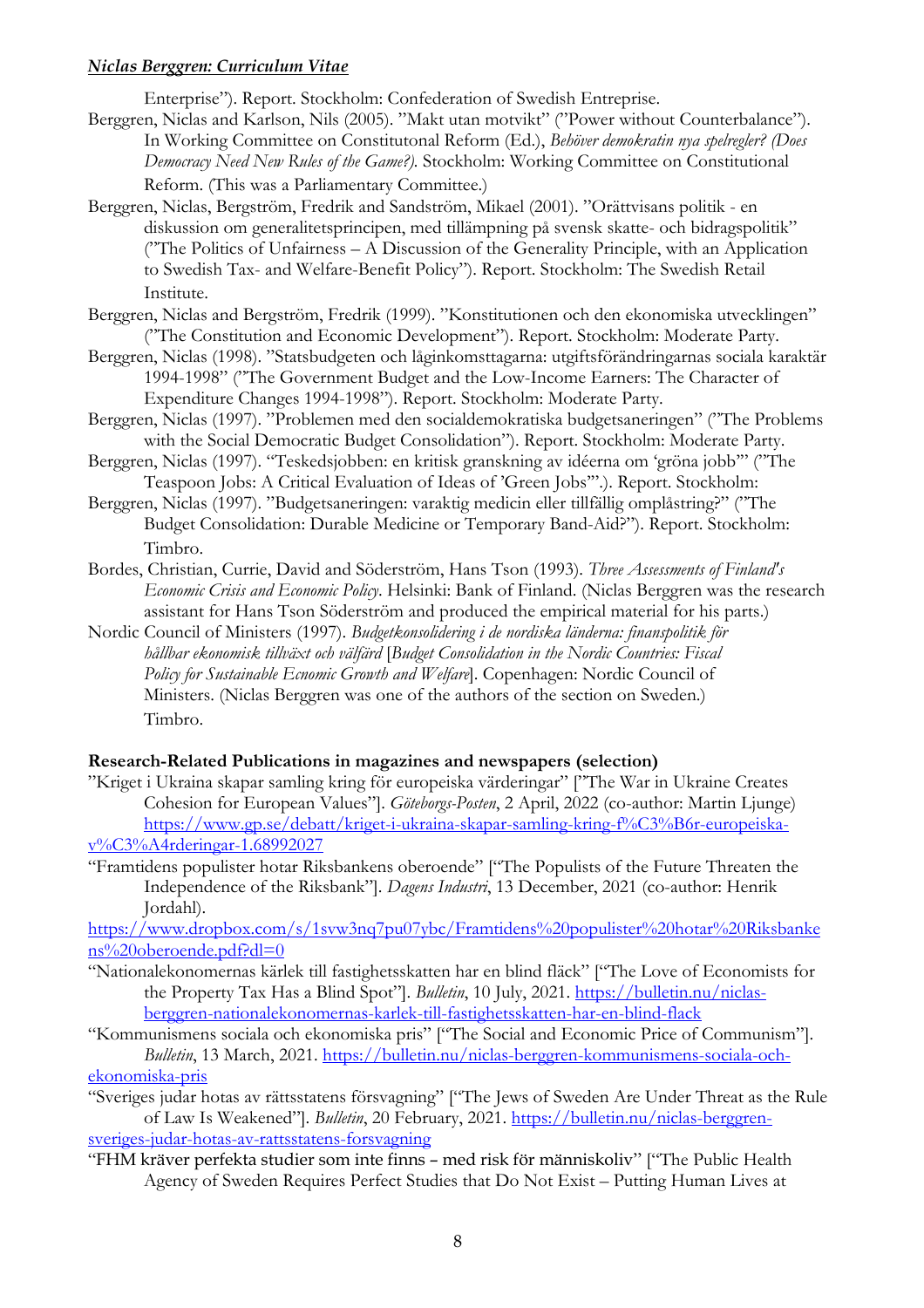Enterprise”). Report. Stockholm: Confederation of Swedish Entreprise.

Berggren, Niclas and Karlson, Nils (2005). ”Makt utan motvikt” (”Power without Counterbalance”). In Working Committee on Constitutonal Reform (Ed.), *Behöver demokratin nya spelregler? (Does Democracy Need New Rules of the Game?)*. Stockholm: Working Committee on Constitutional Reform. (This was a Parliamentary Committee.)

Berggren, Niclas, Bergström, Fredrik and Sandström, Mikael (2001). ”Orättvisans politik - en diskussion om generalitetsprincipen, med tillämpning på svensk skatte- och bidragspolitik” (”The Politics of Unfairness – A Discussion of the Generality Principle, with an Application to Swedish Tax- and Welfare-Benefit Policy”). Report. Stockholm: The Swedish Retail Institute.

Berggren, Niclas and Bergström, Fredrik (1999). ”Konstitutionen och den ekonomiska utvecklingen” (”The Constitution and Economic Development”). Report. Stockholm: Moderate Party.

Berggren, Niclas (1998). ”Statsbudgeten och låginkomsttagarna: utgiftsförändringarnas sociala karaktär 1994-1998” (”The Government Budget and the Low-Income Earners: The Character of Expenditure Changes 1994-1998”). Report. Stockholm: Moderate Party.

Berggren, Niclas (1997). ”Problemen med den socialdemokratiska budgetsaneringen” (”The Problems with the Social Democratic Budget Consolidation”). Report. Stockholm: Moderate Party.

Berggren, Niclas (1997). “Teskedsjobben: en kritisk granskning av idéerna om ‘gröna jobb’” (”The Teaspoon Jobs: A Critical Evaluation of Ideas of ’Green Jobs’”.). Report. Stockholm:

Berggren, Niclas (1997). ”Budgetsaneringen: varaktig medicin eller tillfällig omplåstring?” (”The Budget Consolidation: Durable Medicine or Temporary Band-Aid?”). Report. Stockholm: Timbro.

Bordes, Christian, Currie, David and Söderström, Hans Tson (1993). *Three Assessments of Finland's Economic Crisis and Economic Policy*. Helsinki: Bank of Finland. (Niclas Berggren was the research assistant for Hans Tson Söderström and produced the empirical material for his parts.)

Nordic Council of Ministers (1997). *Budgetkonsolidering i de nordiska länderna: finanspolitik för hållbar ekonomisk tillväxt och välfärd* [*Budget Consolidation in the Nordic Countries: Fiscal Policy for Sustainable Ecnomic Growth and Welfare*]. Copenhagen: Nordic Council of Ministers. (Niclas Berggren was one of the authors of the section on Sweden.) Timbro.

**Research-Related Publications in magazines and newspapers (selection)**

”Kriget i Ukraina skapar samling kring för europeiska värderingar” [”The War in Ukraine Creates Cohesion for European Values”]. *Göteborgs-Posten*, 2 April, 2022 (co-author: Martin Ljunge) https://www.gp.se/debatt/kriget-i-ukraina-skapar-samling-kring-f%C3%B6r-europeiska-v%C3%A4rderingar-1.68992027

“Framtidens populister hotar Riksbankens oberoende” [“The Populists of the Future Threaten the Independence of the Riksbank”]. *Dagens Industri*, 13 December, 2021 (co-author: Henrik Jordahl).
https://www.dropbox.com/s/1svw3nq7pu07ybc/Framtidens%20populister%20hotar%20Riksbankens%20oberoende.pdf?dl=0

“Nationalekonomernas kärlek till fastighetsskatten har en blind fläck” [“The Love of Economists for the Property Tax Has a Blind Spot”]. *Bulletin*, 10 July, 2021. https://bulletin.nu/niclas-berggren-nationalekonomernas-karlek-till-fastighetsskatten-har-en-blind-flack

“Kommunismens sociala och ekonomiska pris” [“The Social and Economic Price of Communism”]. *Bulletin*, 13 March, 2021. https://bulletin.nu/niclas-berggren-kommunismens-sociala-och-ekonomiska-pris

“Sveriges judar hotas av rättsstatens försvagning” [“The Jews of Sweden Are Under Threat as the Rule of Law Is Weakened”]. *Bulletin*, 20 February, 2021. https://bulletin.nu/niclas-berggren-sveriges-judar-hotas-av-rattsstatens-forsvagning

“FHM kräver perfekta studier som inte finns – med risk för människoliv” [“The Public Health Agency of Sweden Requires Perfect Studies that Do Not Exist – Putting Human Lives at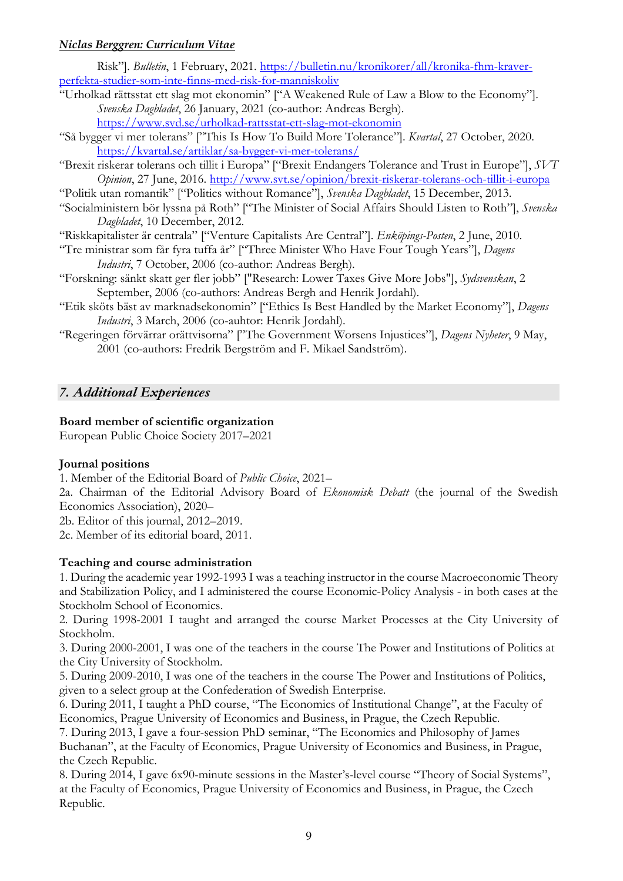Risk"]. *Bulletin*, 1 February, 2021. https://bulletin.nu/kronikorer/all/kronika-fhm-kraver-perfekta-studier-som-inte-finns-med-risk-for-manniskoliv

"Urholkad rättsstat ett slag mot ekonomin" ["A Weakened Rule of Law a Blow to the Economy"]. *Svenska Dagbladet*, 26 January, 2021 (co-author: Andreas Bergh). https://www.svd.se/urholkad-rattsstat-ett-slag-mot-ekonomin

"Så bygger vi mer tolerans" ["This Is How To Build More Tolerance"]. *Kvartal*, 27 October, 2020. https://kvartal.se/artiklar/sa-bygger-vi-mer-tolerans/

"Brexit riskerar tolerans och tillit i Europa" ["Brexit Endangers Tolerance and Trust in Europe"], *SVT Opinion*, 27 June, 2016. http://www.svt.se/opinion/brexit-riskerar-tolerans-och-tillit-i-europa

"Politik utan romantik" ["Politics without Romance"], *Svenska Dagbladet*, 15 December, 2013.

"Socialministern bör lyssna på Roth" ["The Minister of Social Affairs Should Listen to Roth"], *Svenska Dagbladet*, 10 December, 2012.

"Riskkapitalister är centrala" ["Venture Capitalists Are Central"]. *Enköpings-Posten*, 2 June, 2010.

"Tre ministrar som får fyra tuffa år" ["Three Minister Who Have Four Tough Years"], *Dagens Industri*, 7 October, 2006 (co-author: Andreas Bergh).

"Forskning: sänkt skatt ger fler jobb" ["Research: Lower Taxes Give More Jobs"], *Sydsvenskan*, 2 September, 2006 (co-authors: Andreas Bergh and Henrik Jordahl).

"Etik sköts bäst av marknadsekonomin" ["Ethics Is Best Handled by the Market Economy"], *Dagens Industri*, 3 March, 2006 (co-auhtor: Henrik Jordahl).

"Regeringen förvärrar orättvisorna" ["The Government Worsens Injustices"], *Dagens Nyheter*, 9 May, 2001 (co-authors: Fredrik Bergström and F. Mikael Sandström).

## *7. Additional Experiences*

**Board member of scientific organization**

European Public Choice Society 2017–2021

**Journal positions**

1. Member of the Editorial Board of *Public Choice*, 2021–

2a. Chairman of the Editorial Advisory Board of *Ekonomisk Debatt* (the journal of the Swedish Economics Association), 2020–

2b. Editor of this journal, 2012–2019.

2c. Member of its editorial board, 2011.

**Teaching and course administration**

1. During the academic year 1992-1993 I was a teaching instructor in the course Macroeconomic Theory and Stabilization Policy, and I administered the course Economic-Policy Analysis - in both cases at the Stockholm School of Economics.

2. During 1998-2001 I taught and arranged the course Market Processes at the City University of Stockholm.

3. During 2000-2001, I was one of the teachers in the course The Power and Institutions of Politics at the City University of Stockholm.

5. During 2009-2010, I was one of the teachers in the course The Power and Institutions of Politics, given to a select group at the Confederation of Swedish Enterprise.

6. During 2011, I taught a PhD course, "The Economics of Institutional Change", at the Faculty of Economics, Prague University of Economics and Business, in Prague, the Czech Republic.

7. During 2013, I gave a four-session PhD seminar, "The Economics and Philosophy of James Buchanan", at the Faculty of Economics, Prague University of Economics and Business, in Prague, the Czech Republic.

8. During 2014, I gave 6x90-minute sessions in the Master's-level course "Theory of Social Systems", at the Faculty of Economics, Prague University of Economics and Business, in Prague, the Czech Republic.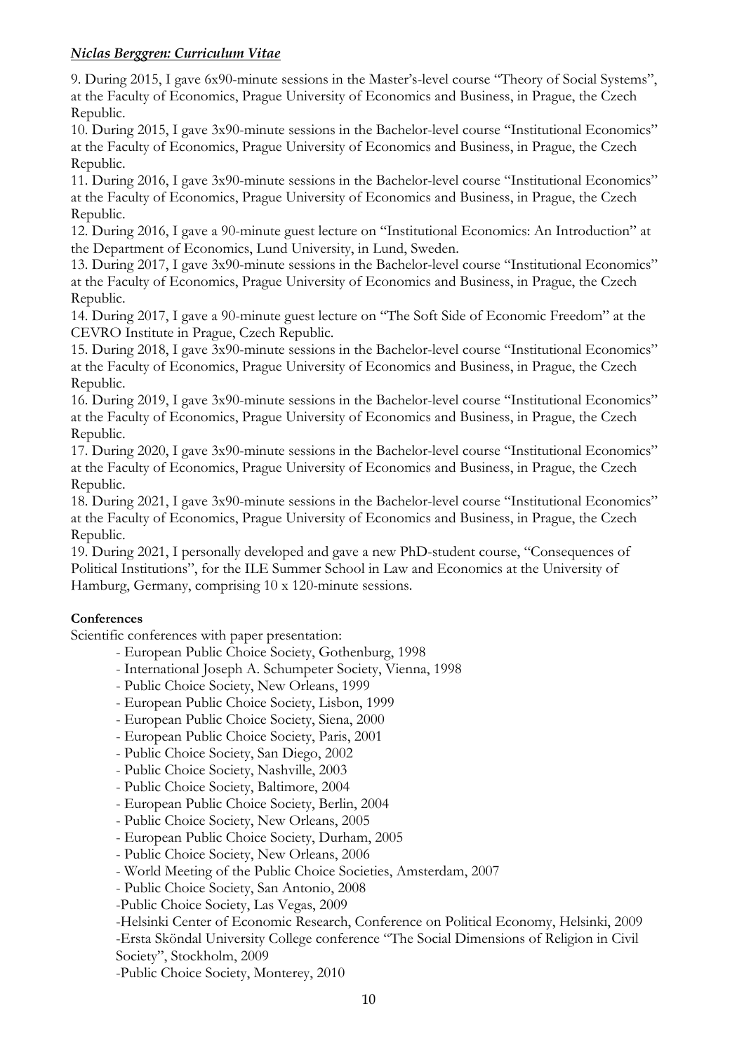9. During 2015, I gave 6x90-minute sessions in the Master's-level course "Theory of Social Systems", at the Faculty of Economics, Prague University of Economics and Business, in Prague, the Czech Republic.
10. During 2015, I gave 3x90-minute sessions in the Bachelor-level course "Institutional Economics" at the Faculty of Economics, Prague University of Economics and Business, in Prague, the Czech Republic.
11. During 2016, I gave 3x90-minute sessions in the Bachelor-level course "Institutional Economics" at the Faculty of Economics, Prague University of Economics and Business, in Prague, the Czech Republic.
12. During 2016, I gave a 90-minute guest lecture on "Institutional Economics: An Introduction" at the Department of Economics, Lund University, in Lund, Sweden.
13. During 2017, I gave 3x90-minute sessions in the Bachelor-level course "Institutional Economics" at the Faculty of Economics, Prague University of Economics and Business, in Prague, the Czech Republic.
14. During 2017, I gave a 90-minute guest lecture on "The Soft Side of Economic Freedom" at the CEVRO Institute in Prague, Czech Republic.
15. During 2018, I gave 3x90-minute sessions in the Bachelor-level course "Institutional Economics" at the Faculty of Economics, Prague University of Economics and Business, in Prague, the Czech Republic.
16. During 2019, I gave 3x90-minute sessions in the Bachelor-level course "Institutional Economics" at the Faculty of Economics, Prague University of Economics and Business, in Prague, the Czech Republic.
17. During 2020, I gave 3x90-minute sessions in the Bachelor-level course "Institutional Economics" at the Faculty of Economics, Prague University of Economics and Business, in Prague, the Czech Republic.
18. During 2021, I gave 3x90-minute sessions in the Bachelor-level course "Institutional Economics" at the Faculty of Economics, Prague University of Economics and Business, in Prague, the Czech Republic.
19. During 2021, I personally developed and gave a new PhD-student course, "Consequences of Political Institutions", for the ILE Summer School in Law and Economics at the University of Hamburg, Germany, comprising 10 x 120-minute sessions.

**Conferences**

Scientific conferences with paper presentation:

- European Public Choice Society, Gothenburg, 1998
- International Joseph A. Schumpeter Society, Vienna, 1998
- Public Choice Society, New Orleans, 1999
- European Public Choice Society, Lisbon, 1999
- European Public Choice Society, Siena, 2000
- European Public Choice Society, Paris, 2001
- Public Choice Society, San Diego, 2002
- Public Choice Society, Nashville, 2003
- Public Choice Society, Baltimore, 2004
- European Public Choice Society, Berlin, 2004
- Public Choice Society, New Orleans, 2005
- European Public Choice Society, Durham, 2005
- Public Choice Society, New Orleans, 2006
- World Meeting of the Public Choice Societies, Amsterdam, 2007
- Public Choice Society, San Antonio, 2008
- Public Choice Society, Las Vegas, 2009
- Helsinki Center of Economic Research, Conference on Political Economy, Helsinki, 2009
- Ersta Sköndal University College conference "The Social Dimensions of Religion in Civil Society", Stockholm, 2009
- Public Choice Society, Monterey, 2010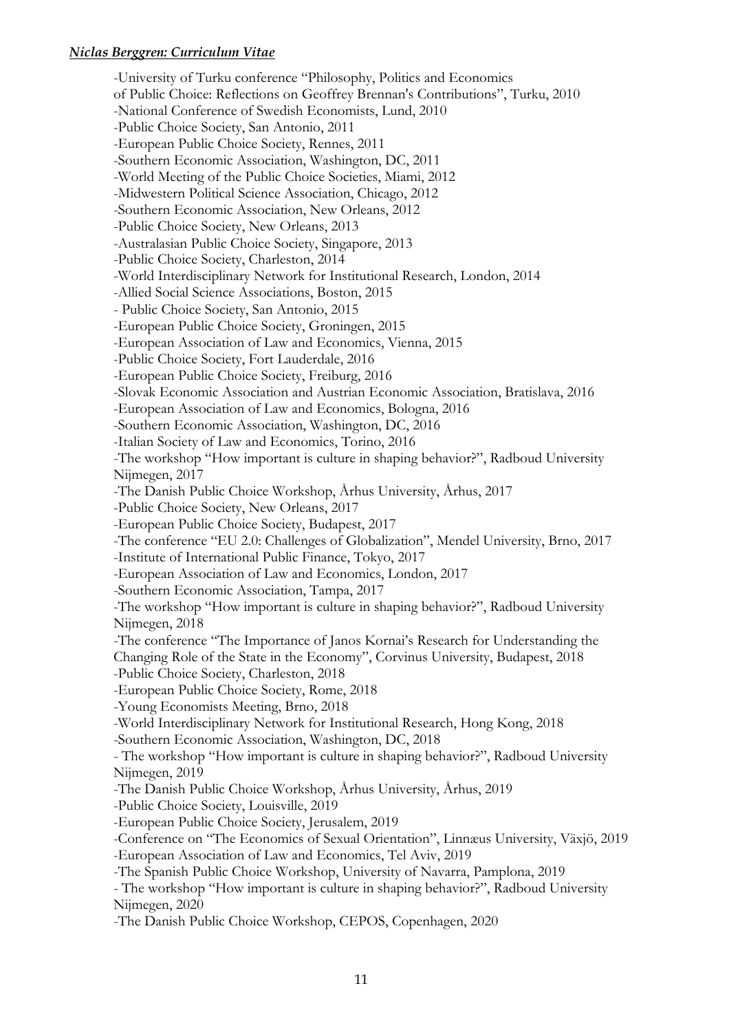-University of Turku conference "Philosophy, Politics and Economics of Public Choice: Reflections on Geoffrey Brennan's Contributions", Turku, 2010
-National Conference of Swedish Economists, Lund, 2010
-Public Choice Society, San Antonio, 2011
-European Public Choice Society, Rennes, 2011
-Southern Economic Association, Washington, DC, 2011
-World Meeting of the Public Choice Societies, Miami, 2012
-Midwestern Political Science Association, Chicago, 2012
-Southern Economic Association, New Orleans, 2012
-Public Choice Society, New Orleans, 2013
-Australasian Public Choice Society, Singapore, 2013
-Public Choice Society, Charleston, 2014
-World Interdisciplinary Network for Institutional Research, London, 2014
-Allied Social Science Associations, Boston, 2015
- Public Choice Society, San Antonio, 2015
-European Public Choice Society, Groningen, 2015
-European Association of Law and Economics, Vienna, 2015
-Public Choice Society, Fort Lauderdale, 2016
-European Public Choice Society, Freiburg, 2016
-Slovak Economic Association and Austrian Economic Association, Bratislava, 2016
-European Association of Law and Economics, Bologna, 2016
-Southern Economic Association, Washington, DC, 2016
-Italian Society of Law and Economics, Torino, 2016
-The workshop "How important is culture in shaping behavior?", Radboud University Nijmegen, 2017
-The Danish Public Choice Workshop, Århus University, Århus, 2017
-Public Choice Society, New Orleans, 2017
-European Public Choice Society, Budapest, 2017
-The conference "EU 2.0: Challenges of Globalization", Mendel University, Brno, 2017
-Institute of International Public Finance, Tokyo, 2017
-European Association of Law and Economics, London, 2017
-Southern Economic Association, Tampa, 2017
-The workshop "How important is culture in shaping behavior?", Radboud University Nijmegen, 2018
-The conference "The Importance of Janos Kornai's Research for Understanding the Changing Role of the State in the Economy", Corvinus University, Budapest, 2018
-Public Choice Society, Charleston, 2018
-European Public Choice Society, Rome, 2018
-Young Economists Meeting, Brno, 2018
-World Interdisciplinary Network for Institutional Research, Hong Kong, 2018
-Southern Economic Association, Washington, DC, 2018
- The workshop "How important is culture in shaping behavior?", Radboud University Nijmegen, 2019
-The Danish Public Choice Workshop, Århus University, Århus, 2019
-Public Choice Society, Louisville, 2019
-European Public Choice Society, Jerusalem, 2019
-Conference on "The Economics of Sexual Orientation", Linnæus University, Växjö, 2019
-European Association of Law and Economics, Tel Aviv, 2019
-The Spanish Public Choice Workshop, University of Navarra, Pamplona, 2019
- The workshop "How important is culture in shaping behavior?", Radboud University Nijmegen, 2020
-The Danish Public Choice Workshop, CEPOS, Copenhagen, 2020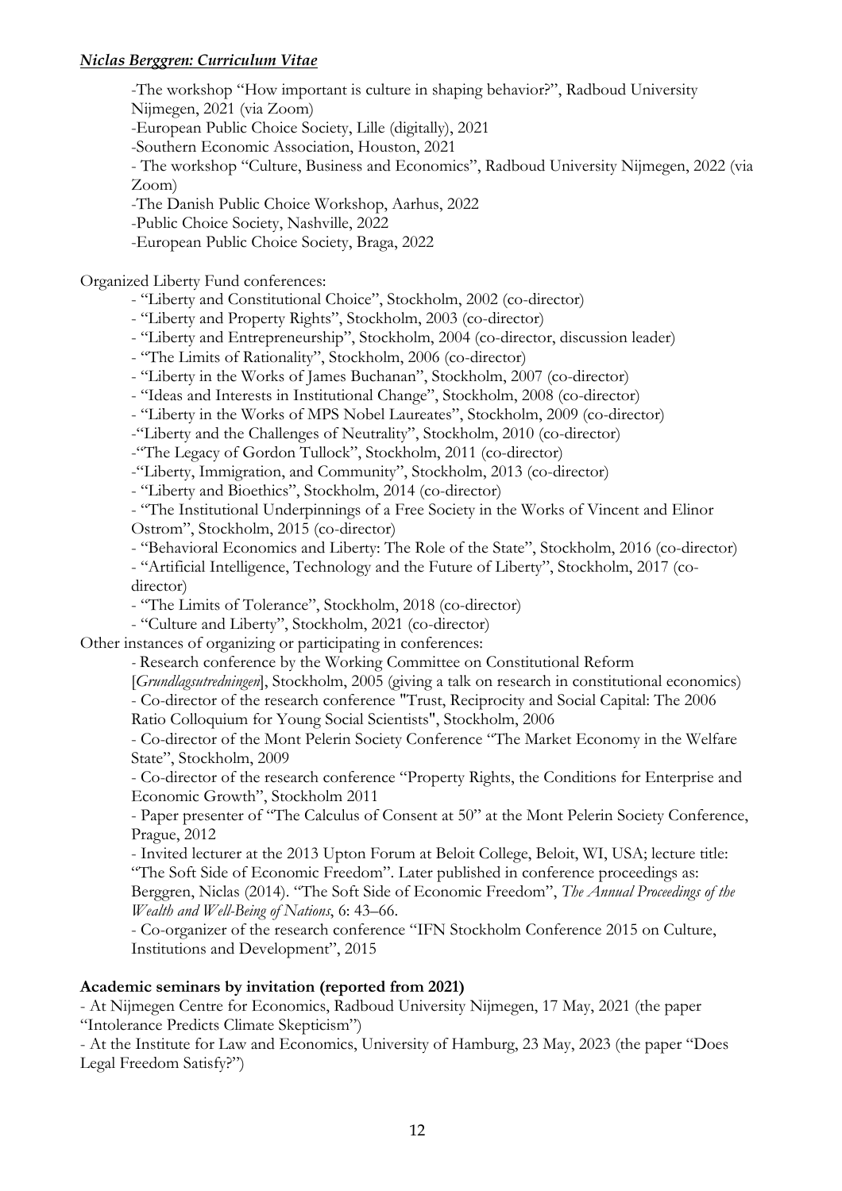-The workshop "How important is culture in shaping behavior?", Radboud University Nijmegen, 2021 (via Zoom)
-European Public Choice Society, Lille (digitally), 2021
-Southern Economic Association, Houston, 2021
- The workshop "Culture, Business and Economics", Radboud University Nijmegen, 2022 (via Zoom)
-The Danish Public Choice Workshop, Aarhus, 2022
-Public Choice Society, Nashville, 2022
-European Public Choice Society, Braga, 2022

Organized Liberty Fund conferences:

- "Liberty and Constitutional Choice", Stockholm, 2002 (co-director)
- "Liberty and Property Rights", Stockholm, 2003 (co-director)
- "Liberty and Entrepreneurship", Stockholm, 2004 (co-director, discussion leader)
- "The Limits of Rationality", Stockholm, 2006 (co-director)
- "Liberty in the Works of James Buchanan", Stockholm, 2007 (co-director)
- "Ideas and Interests in Institutional Change", Stockholm, 2008 (co-director)
- "Liberty in the Works of MPS Nobel Laureates", Stockholm, 2009 (co-director)
-"Liberty and the Challenges of Neutrality", Stockholm, 2010 (co-director)
-"The Legacy of Gordon Tullock", Stockholm, 2011 (co-director)
-"Liberty, Immigration, and Community", Stockholm, 2013 (co-director)
- "Liberty and Bioethics", Stockholm, 2014 (co-director)
- "The Institutional Underpinnings of a Free Society in the Works of Vincent and Elinor Ostrom", Stockholm, 2015 (co-director)
- "Behavioral Economics and Liberty: The Role of the State", Stockholm, 2016 (co-director)
- "Artificial Intelligence, Technology and the Future of Liberty", Stockholm, 2017 (co-director)
- "The Limits of Tolerance", Stockholm, 2018 (co-director)
- "Culture and Liberty", Stockholm, 2021 (co-director)

Other instances of organizing or participating in conferences:

- Research conference by the Working Committee on Constitutional Reform [*Grundlagsutredningen*], Stockholm, 2005 (giving a talk on research in constitutional economics)
- Co-director of the research conference "Trust, Reciprocity and Social Capital: The 2006 Ratio Colloquium for Young Social Scientists", Stockholm, 2006
- Co-director of the Mont Pelerin Society Conference "The Market Economy in the Welfare State", Stockholm, 2009
- Co-director of the research conference "Property Rights, the Conditions for Enterprise and Economic Growth", Stockholm 2011
- Paper presenter of "The Calculus of Consent at 50" at the Mont Pelerin Society Conference, Prague, 2012
- Invited lecturer at the 2013 Upton Forum at Beloit College, Beloit, WI, USA; lecture title: "The Soft Side of Economic Freedom". Later published in conference proceedings as: Berggren, Niclas (2014). "The Soft Side of Economic Freedom", *The Annual Proceedings of the Wealth and Well-Being of Nations*, 6: 43–66.
- Co-organizer of the research conference "IFN Stockholm Conference 2015 on Culture, Institutions and Development", 2015

**Academic seminars by invitation (reported from 2021)**

- At Nijmegen Centre for Economics, Radboud University Nijmegen, 17 May, 2021 (the paper "Intolerance Predicts Climate Skepticism")
- At the Institute for Law and Economics, University of Hamburg, 23 May, 2023 (the paper "Does Legal Freedom Satisfy?")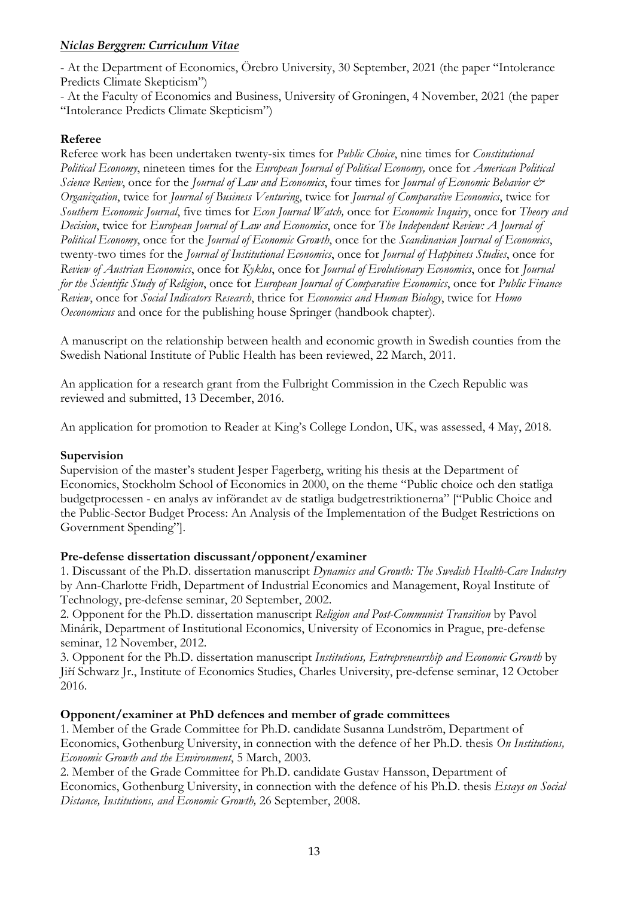*Niclas Berggren: Curriculum Vitae*

- At the Department of Economics, Örebro University, 30 September, 2021 (the paper "Intolerance Predicts Climate Skepticism")
- At the Faculty of Economics and Business, University of Groningen, 4 November, 2021 (the paper "Intolerance Predicts Climate Skepticism")

**Referee**

Referee work has been undertaken twenty-six times for *Public Choice*, nine times for *Constitutional Political Economy*, nineteen times for the *European Journal of Political Economy,* once for *American Political Science Review*, once for the *Journal of Law and Economics*, four times for *Journal of Economic Behavior & Organization*, twice for *Journal of Business Venturing*, twice for *Journal of Comparative Economics*, twice for *Southern Economic Journal*, five times for *Econ Journal Watch,* once for *Economic Inquiry*, once for *Theory and Decision*, twice for *European Journal of Law and Economics*, once for *The Independent Review: A Journal of Political Economy*, once for the *Journal of Economic Growth*, once for the *Scandinavian Journal of Economics*, twenty-two times for the *Journal of Institutional Economics*, once for *Journal of Happiness Studies*, once for *Review of Austrian Economics*, once for *Kyklos*, once for *Journal of Evolutionary Economics*, once for *Journal for the Scientific Study of Religion*, once for *European Journal of Comparative Economics*, once for *Public Finance Review*, once for *Social Indicators Research*, thrice for *Economics and Human Biology*, twice for *Homo Oeconomicus* and once for the publishing house Springer (handbook chapter).

A manuscript on the relationship between health and economic growth in Swedish counties from the Swedish National Institute of Public Health has been reviewed, 22 March, 2011.

An application for a research grant from the Fulbright Commission in the Czech Republic was reviewed and submitted, 13 December, 2016.

An application for promotion to Reader at King's College London, UK, was assessed, 4 May, 2018.

**Supervision**

Supervision of the master's student Jesper Fagerberg, writing his thesis at the Department of Economics, Stockholm School of Economics in 2000, on the theme "Public choice och den statliga budgetprocessen - en analys av införandet av de statliga budgetrestriktionerna" ["Public Choice and the Public-Sector Budget Process: An Analysis of the Implementation of the Budget Restrictions on Government Spending"].

**Pre-defense dissertation discussant/opponent/examiner**

1. Discussant of the Ph.D. dissertation manuscript *Dynamics and Growth: The Swedish Health-Care Industry* by Ann-Charlotte Fridh, Department of Industrial Economics and Management, Royal Institute of Technology, pre-defense seminar, 20 September, 2002.
2. Opponent for the Ph.D. dissertation manuscript *Religion and Post-Communist Transition* by Pavol Minárik, Department of Institutional Economics, University of Economics in Prague, pre-defense seminar, 12 November, 2012.
3. Opponent for the Ph.D. dissertation manuscript *Institutions, Entrepreneurship and Economic Growth* by Jiří Schwarz Jr., Institute of Economics Studies, Charles University, pre-defense seminar, 12 October 2016.

**Opponent/examiner at PhD defences and member of grade committees**

1. Member of the Grade Committee for Ph.D. candidate Susanna Lundström, Department of Economics, Gothenburg University, in connection with the defence of her Ph.D. thesis *On Institutions, Economic Growth and the Environment*, 5 March, 2003.
2. Member of the Grade Committee for Ph.D. candidate Gustav Hansson, Department of Economics, Gothenburg University, in connection with the defence of his Ph.D. thesis *Essays on Social Distance, Institutions, and Economic Growth,* 26 September, 2008.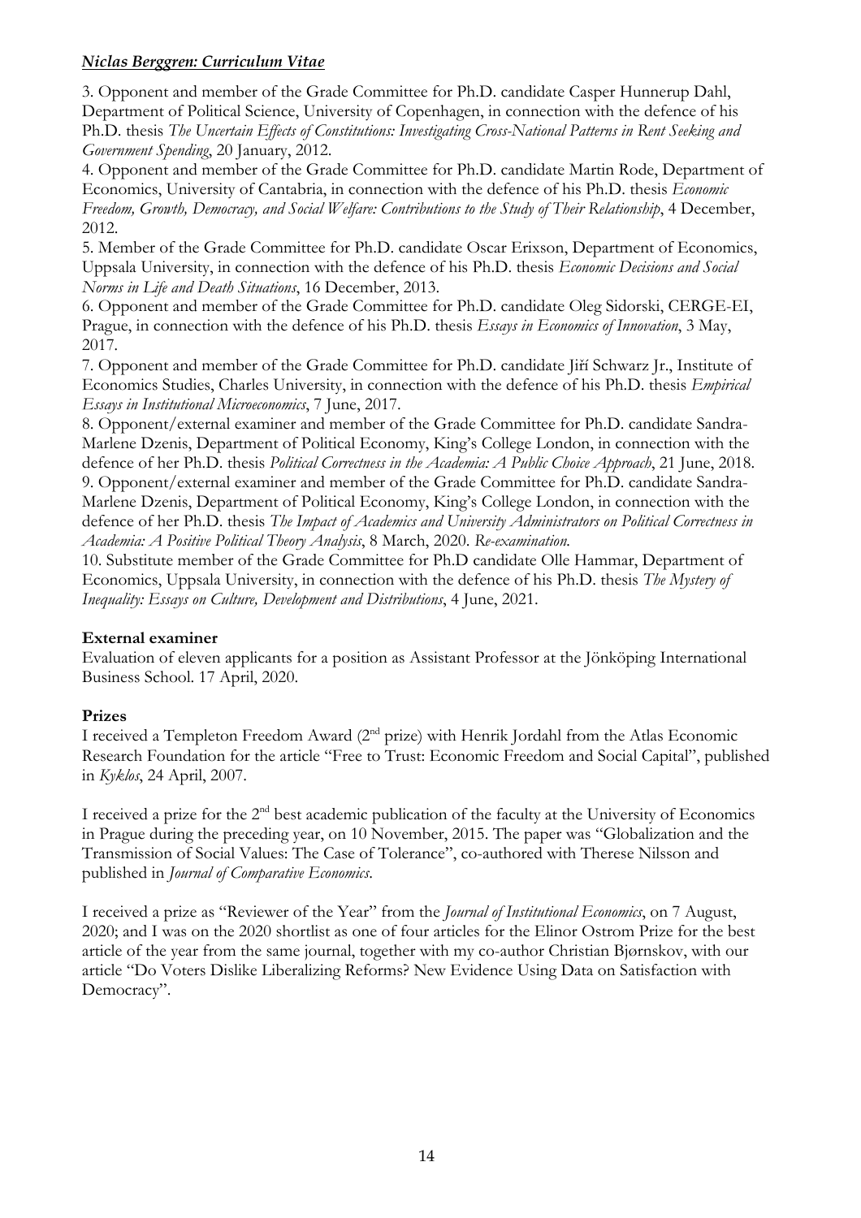3. Opponent and member of the Grade Committee for Ph.D. candidate Casper Hunnerup Dahl, Department of Political Science, University of Copenhagen, in connection with the defence of his Ph.D. thesis *The Uncertain Effects of Constitutions: Investigating Cross-National Patterns in Rent Seeking and Government Spending*, 20 January, 2012.

4. Opponent and member of the Grade Committee for Ph.D. candidate Martin Rode, Department of Economics, University of Cantabria, in connection with the defence of his Ph.D. thesis *Economic Freedom, Growth, Democracy, and Social Welfare: Contributions to the Study of Their Relationship*, 4 December, 2012.

5. Member of the Grade Committee for Ph.D. candidate Oscar Erixson, Department of Economics, Uppsala University, in connection with the defence of his Ph.D. thesis *Economic Decisions and Social Norms in Life and Death Situations*, 16 December, 2013.

6. Opponent and member of the Grade Committee for Ph.D. candidate Oleg Sidorski, CERGE-EI, Prague, in connection with the defence of his Ph.D. thesis *Essays in Economics of Innovation*, 3 May, 2017.

7. Opponent and member of the Grade Committee for Ph.D. candidate Jiří Schwarz Jr., Institute of Economics Studies, Charles University, in connection with the defence of his Ph.D. thesis *Empirical Essays in Institutional Microeconomics*, 7 June, 2017.

8. Opponent/external examiner and member of the Grade Committee for Ph.D. candidate Sandra-Marlene Dzenis, Department of Political Economy, King's College London, in connection with the defence of her Ph.D. thesis *Political Correctness in the Academia: A Public Choice Approach*, 21 June, 2018.

9. Opponent/external examiner and member of the Grade Committee for Ph.D. candidate Sandra-Marlene Dzenis, Department of Political Economy, King's College London, in connection with the defence of her Ph.D. thesis *The Impact of Academics and University Administrators on Political Correctness in Academia: A Positive Political Theory Analysis*, 8 March, 2020. *Re-examination.*

10. Substitute member of the Grade Committee for Ph.D candidate Olle Hammar, Department of Economics, Uppsala University, in connection with the defence of his Ph.D. thesis *The Mystery of Inequality: Essays on Culture, Development and Distributions*, 4 June, 2021.

**External examiner**

Evaluation of eleven applicants for a position as Assistant Professor at the Jönköping International Business School. 17 April, 2020.

**Prizes**

I received a Templeton Freedom Award (2nd prize) with Henrik Jordahl from the Atlas Economic Research Foundation for the article "Free to Trust: Economic Freedom and Social Capital", published in *Kyklos*, 24 April, 2007.

I received a prize for the 2nd best academic publication of the faculty at the University of Economics in Prague during the preceding year, on 10 November, 2015. The paper was "Globalization and the Transmission of Social Values: The Case of Tolerance", co-authored with Therese Nilsson and published in *Journal of Comparative Economics*.

I received a prize as "Reviewer of the Year" from the *Journal of Institutional Economics*, on 7 August, 2020; and I was on the 2020 shortlist as one of four articles for the Elinor Ostrom Prize for the best article of the year from the same journal, together with my co-author Christian Bjørnskov, with our article "Do Voters Dislike Liberalizing Reforms? New Evidence Using Data on Satisfaction with Democracy".